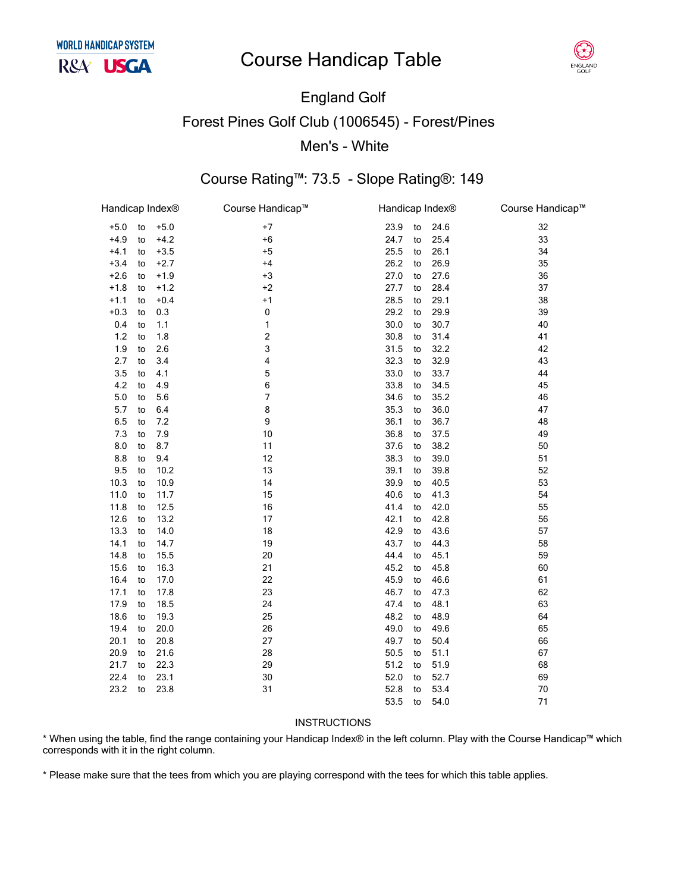WORLD HANDICAP SYSTEM

R&A USGA

# Course Handicap Table

ENGLAND GOLF

## England Golf

## Forest Pines Golf Club (1006545) - Forest/Pines

## Men's - White

### Course Rating™: 73.5 - Slope Rating®: 149

| Handicap Index® | Course Handicap™ | Handicap Index® | Course Handicap™ |
|---|---|---|---|
| +5.0 to +5.0 | +7 | 23.9 to 24.6 | 32 |
| +4.9 to +4.2 | +6 | 24.7 to 25.4 | 33 |
| +4.1 to +3.5 | +5 | 25.5 to 26.1 | 34 |
| +3.4 to +2.7 | +4 | 26.2 to 26.9 | 35 |
| +2.6 to +1.9 | +3 | 27.0 to 27.6 | 36 |
| +1.8 to +1.2 | +2 | 27.7 to 28.4 | 37 |
| +1.1 to +0.4 | +1 | 28.5 to 29.1 | 38 |
| +0.3 to 0.3 | 0 | 29.2 to 29.9 | 39 |
| 0.4 to 1.1 | 1 | 30.0 to 30.7 | 40 |
| 1.2 to 1.8 | 2 | 30.8 to 31.4 | 41 |
| 1.9 to 2.6 | 3 | 31.5 to 32.2 | 42 |
| 2.7 to 3.4 | 4 | 32.3 to 32.9 | 43 |
| 3.5 to 4.1 | 5 | 33.0 to 33.7 | 44 |
| 4.2 to 4.9 | 6 | 33.8 to 34.5 | 45 |
| 5.0 to 5.6 | 7 | 34.6 to 35.2 | 46 |
| 5.7 to 6.4 | 8 | 35.3 to 36.0 | 47 |
| 6.5 to 7.2 | 9 | 36.1 to 36.7 | 48 |
| 7.3 to 7.9 | 10 | 36.8 to 37.5 | 49 |
| 8.0 to 8.7 | 11 | 37.6 to 38.2 | 50 |
| 8.8 to 9.4 | 12 | 38.3 to 39.0 | 51 |
| 9.5 to 10.2 | 13 | 39.1 to 39.8 | 52 |
| 10.3 to 10.9 | 14 | 39.9 to 40.5 | 53 |
| 11.0 to 11.7 | 15 | 40.6 to 41.3 | 54 |
| 11.8 to 12.5 | 16 | 41.4 to 42.0 | 55 |
| 12.6 to 13.2 | 17 | 42.1 to 42.8 | 56 |
| 13.3 to 14.0 | 18 | 42.9 to 43.6 | 57 |
| 14.1 to 14.7 | 19 | 43.7 to 44.3 | 58 |
| 14.8 to 15.5 | 20 | 44.4 to 45.1 | 59 |
| 15.6 to 16.3 | 21 | 45.2 to 45.8 | 60 |
| 16.4 to 17.0 | 22 | 45.9 to 46.6 | 61 |
| 17.1 to 17.8 | 23 | 46.7 to 47.3 | 62 |
| 17.9 to 18.5 | 24 | 47.4 to 48.1 | 63 |
| 18.6 to 19.3 | 25 | 48.2 to 48.9 | 64 |
| 19.4 to 20.0 | 26 | 49.0 to 49.6 | 65 |
| 20.1 to 20.8 | 27 | 49.7 to 50.4 | 66 |
| 20.9 to 21.6 | 28 | 50.5 to 51.1 | 67 |
| 21.7 to 22.3 | 29 | 51.2 to 51.9 | 68 |
| 22.4 to 23.1 | 30 | 52.0 to 52.7 | 69 |
| 23.2 to 23.8 | 31 | 52.8 to 53.4 | 70 |
| | | 53.5 to 54.0 | 71 |

INSTRUCTIONS

* When using the table, find the range containing your Handicap Index® in the left column. Play with the Course Handicap™ which corresponds with it in the right column.

* Please make sure that the tees from which you are playing correspond with the tees for which this table applies.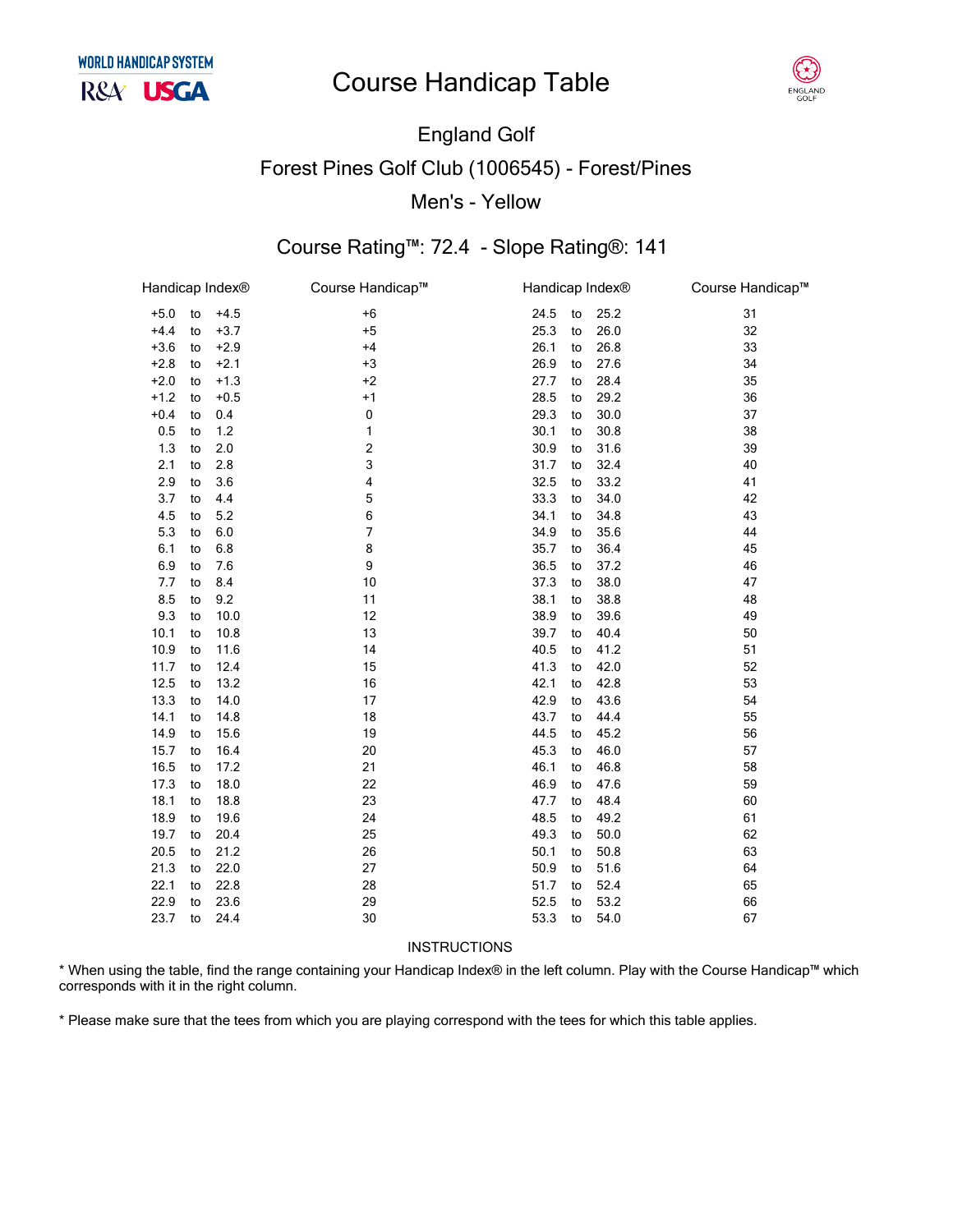WORLD HANDICAP SYSTEM

R&A USGA

# Course Handicap Table

ENGLAND GOLF

## England Golf

## Forest Pines Golf Club (1006545) - Forest/Pines

## Men's - Yellow

### Course Rating™: 72.4 - Slope Rating®: 141

| Handicap Index® | | | Course Handicap™ | Handicap Index® | | | Course Handicap™ |
|---|---|---|---|---|---|---|---|
| +5.0 | to | +4.5 | +6 | 24.5 | to | 25.2 | 31 |
| +4.4 | to | +3.7 | +5 | 25.3 | to | 26.0 | 32 |
| +3.6 | to | +2.9 | +4 | 26.1 | to | 26.8 | 33 |
| +2.8 | to | +2.1 | +3 | 26.9 | to | 27.6 | 34 |
| +2.0 | to | +1.3 | +2 | 27.7 | to | 28.4 | 35 |
| +1.2 | to | +0.5 | +1 | 28.5 | to | 29.2 | 36 |
| +0.4 | to | 0.4 | 0 | 29.3 | to | 30.0 | 37 |
| 0.5 | to | 1.2 | 1 | 30.1 | to | 30.8 | 38 |
| 1.3 | to | 2.0 | 2 | 30.9 | to | 31.6 | 39 |
| 2.1 | to | 2.8 | 3 | 31.7 | to | 32.4 | 40 |
| 2.9 | to | 3.6 | 4 | 32.5 | to | 33.2 | 41 |
| 3.7 | to | 4.4 | 5 | 33.3 | to | 34.0 | 42 |
| 4.5 | to | 5.2 | 6 | 34.1 | to | 34.8 | 43 |
| 5.3 | to | 6.0 | 7 | 34.9 | to | 35.6 | 44 |
| 6.1 | to | 6.8 | 8 | 35.7 | to | 36.4 | 45 |
| 6.9 | to | 7.6 | 9 | 36.5 | to | 37.2 | 46 |
| 7.7 | to | 8.4 | 10 | 37.3 | to | 38.0 | 47 |
| 8.5 | to | 9.2 | 11 | 38.1 | to | 38.8 | 48 |
| 9.3 | to | 10.0 | 12 | 38.9 | to | 39.6 | 49 |
| 10.1 | to | 10.8 | 13 | 39.7 | to | 40.4 | 50 |
| 10.9 | to | 11.6 | 14 | 40.5 | to | 41.2 | 51 |
| 11.7 | to | 12.4 | 15 | 41.3 | to | 42.0 | 52 |
| 12.5 | to | 13.2 | 16 | 42.1 | to | 42.8 | 53 |
| 13.3 | to | 14.0 | 17 | 42.9 | to | 43.6 | 54 |
| 14.1 | to | 14.8 | 18 | 43.7 | to | 44.4 | 55 |
| 14.9 | to | 15.6 | 19 | 44.5 | to | 45.2 | 56 |
| 15.7 | to | 16.4 | 20 | 45.3 | to | 46.0 | 57 |
| 16.5 | to | 17.2 | 21 | 46.1 | to | 46.8 | 58 |
| 17.3 | to | 18.0 | 22 | 46.9 | to | 47.6 | 59 |
| 18.1 | to | 18.8 | 23 | 47.7 | to | 48.4 | 60 |
| 18.9 | to | 19.6 | 24 | 48.5 | to | 49.2 | 61 |
| 19.7 | to | 20.4 | 25 | 49.3 | to | 50.0 | 62 |
| 20.5 | to | 21.2 | 26 | 50.1 | to | 50.8 | 63 |
| 21.3 | to | 22.0 | 27 | 50.9 | to | 51.6 | 64 |
| 22.1 | to | 22.8 | 28 | 51.7 | to | 52.4 | 65 |
| 22.9 | to | 23.6 | 29 | 52.5 | to | 53.2 | 66 |
| 23.7 | to | 24.4 | 30 | 53.3 | to | 54.0 | 67 |

INSTRUCTIONS

* When using the table, find the range containing your Handicap Index® in the left column. Play with the Course Handicap™ which corresponds with it in the right column.

* Please make sure that the tees from which you are playing correspond with the tees for which this table applies.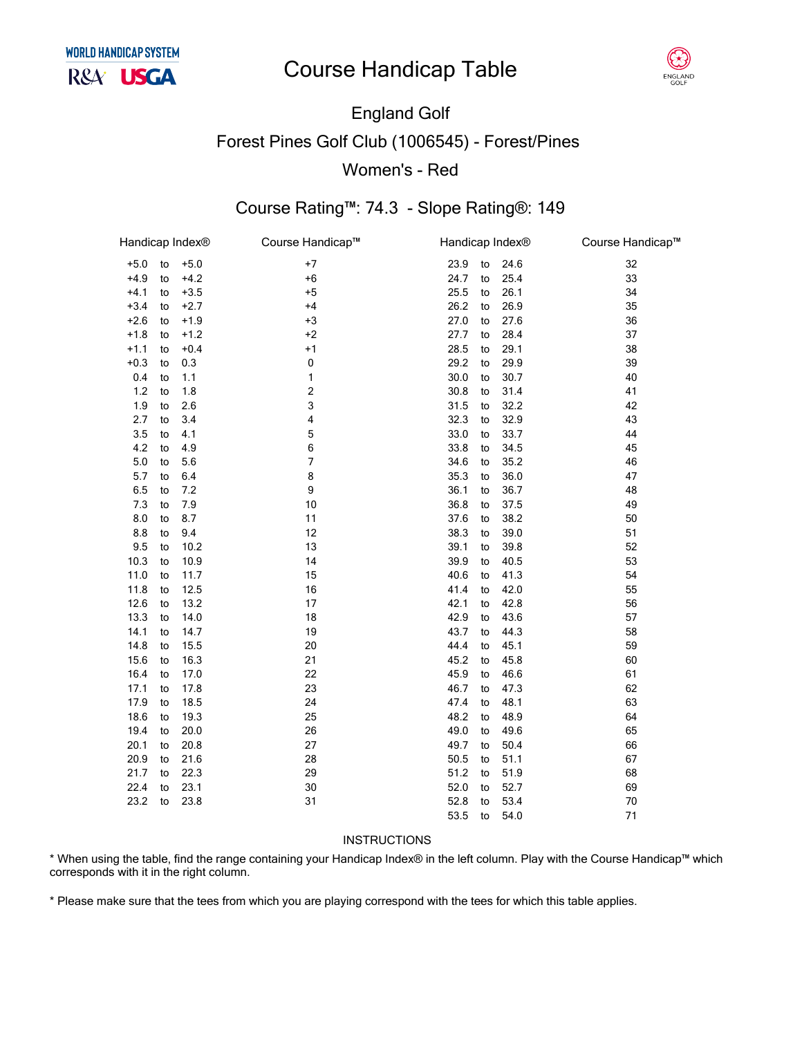WORLD HANDICAP SYSTEM

R&A USGA

# Course Handicap Table

ENGLAND GOLF

## England Golf

## Forest Pines Golf Club (1006545) - Forest/Pines

## Women's - Red

### Course Rating™: 74.3 - Slope Rating®: 149

| Handicap Index® | Course Handicap™ | Handicap Index® | Course Handicap™ |
|---|---|---|---|
| +5.0 to +5.0 | +7 | 23.9 to 24.6 | 32 |
| +4.9 to +4.2 | +6 | 24.7 to 25.4 | 33 |
| +4.1 to +3.5 | +5 | 25.5 to 26.1 | 34 |
| +3.4 to +2.7 | +4 | 26.2 to 26.9 | 35 |
| +2.6 to +1.9 | +3 | 27.0 to 27.6 | 36 |
| +1.8 to +1.2 | +2 | 27.7 to 28.4 | 37 |
| +1.1 to +0.4 | +1 | 28.5 to 29.1 | 38 |
| +0.3 to 0.3 | 0 | 29.2 to 29.9 | 39 |
| 0.4 to 1.1 | 1 | 30.0 to 30.7 | 40 |
| 1.2 to 1.8 | 2 | 30.8 to 31.4 | 41 |
| 1.9 to 2.6 | 3 | 31.5 to 32.2 | 42 |
| 2.7 to 3.4 | 4 | 32.3 to 32.9 | 43 |
| 3.5 to 4.1 | 5 | 33.0 to 33.7 | 44 |
| 4.2 to 4.9 | 6 | 33.8 to 34.5 | 45 |
| 5.0 to 5.6 | 7 | 34.6 to 35.2 | 46 |
| 5.7 to 6.4 | 8 | 35.3 to 36.0 | 47 |
| 6.5 to 7.2 | 9 | 36.1 to 36.7 | 48 |
| 7.3 to 7.9 | 10 | 36.8 to 37.5 | 49 |
| 8.0 to 8.7 | 11 | 37.6 to 38.2 | 50 |
| 8.8 to 9.4 | 12 | 38.3 to 39.0 | 51 |
| 9.5 to 10.2 | 13 | 39.1 to 39.8 | 52 |
| 10.3 to 10.9 | 14 | 39.9 to 40.5 | 53 |
| 11.0 to 11.7 | 15 | 40.6 to 41.3 | 54 |
| 11.8 to 12.5 | 16 | 41.4 to 42.0 | 55 |
| 12.6 to 13.2 | 17 | 42.1 to 42.8 | 56 |
| 13.3 to 14.0 | 18 | 42.9 to 43.6 | 57 |
| 14.1 to 14.7 | 19 | 43.7 to 44.3 | 58 |
| 14.8 to 15.5 | 20 | 44.4 to 45.1 | 59 |
| 15.6 to 16.3 | 21 | 45.2 to 45.8 | 60 |
| 16.4 to 17.0 | 22 | 45.9 to 46.6 | 61 |
| 17.1 to 17.8 | 23 | 46.7 to 47.3 | 62 |
| 17.9 to 18.5 | 24 | 47.4 to 48.1 | 63 |
| 18.6 to 19.3 | 25 | 48.2 to 48.9 | 64 |
| 19.4 to 20.0 | 26 | 49.0 to 49.6 | 65 |
| 20.1 to 20.8 | 27 | 49.7 to 50.4 | 66 |
| 20.9 to 21.6 | 28 | 50.5 to 51.1 | 67 |
| 21.7 to 22.3 | 29 | 51.2 to 51.9 | 68 |
| 22.4 to 23.1 | 30 | 52.0 to 52.7 | 69 |
| 23.2 to 23.8 | 31 | 52.8 to 53.4 | 70 |
| | | 53.5 to 54.0 | 71 |

INSTRUCTIONS

* When using the table, find the range containing your Handicap Index® in the left column. Play with the Course Handicap™ which corresponds with it in the right column.

* Please make sure that the tees from which you are playing correspond with the tees for which this table applies.